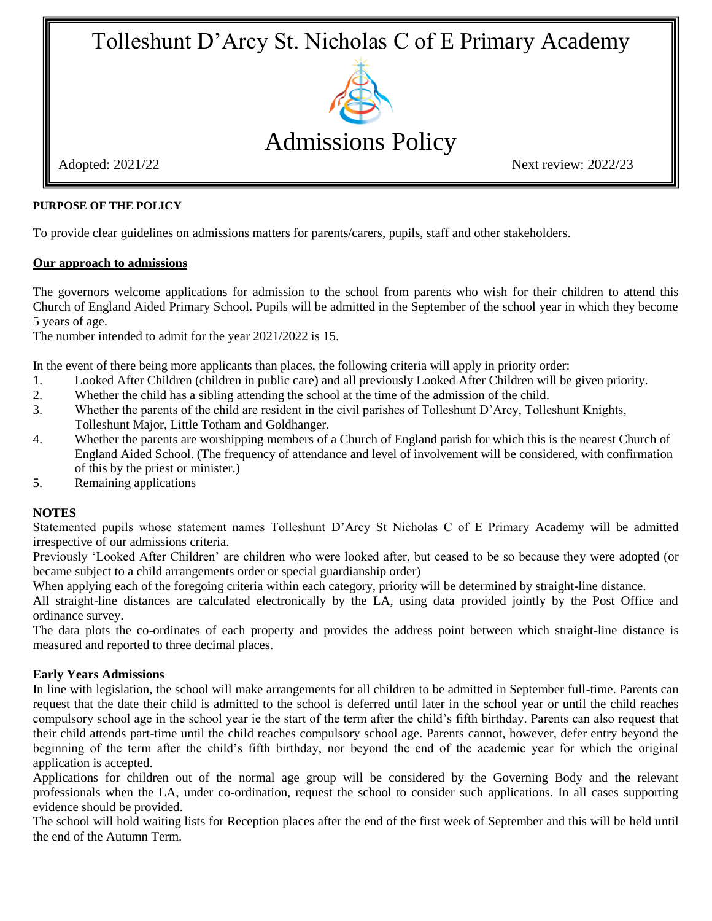# Tolleshunt D'Arcy St. Nicholas C of E Primary Academy

## Admissions Policy

Adopted: 2021/22 Next review: 2022/23

**PURPOSE OF THE POLICY**

To provide clear guidelines on admissions matters for parents/carers, pupils, staff and other stakeholders.

**Our approach to admissions**

The governors welcome applications for admission to the school from parents who wish for their children to attend this Church of England Aided Primary School. Pupils will be admitted in the September of the school year in which they become 5 years of age.

The number intended to admit for the year 2021/2022 is 15.

In the event of there being more applicants than places, the following criteria will apply in priority order:

1. Looked After Children (children in public care) and all previously Looked After Children will be given priority.
2. Whether the child has a sibling attending the school at the time of the admission of the child.
3. Whether the parents of the child are resident in the civil parishes of Tolleshunt D'Arcy, Tolleshunt Knights, Tolleshunt Major, Little Totham and Goldhanger.
4. Whether the parents are worshipping members of a Church of England parish for which this is the nearest Church of England Aided School. (The frequency of attendance and level of involvement will be considered, with confirmation of this by the priest or minister.)
5. Remaining applications

**NOTES**

Statemented pupils whose statement names Tolleshunt D'Arcy St Nicholas C of E Primary Academy will be admitted irrespective of our admissions criteria.

Previously 'Looked After Children' are children who were looked after, but ceased to be so because they were adopted (or became subject to a child arrangements order or special guardianship order)

When applying each of the foregoing criteria within each category, priority will be determined by straight-line distance.

All straight-line distances are calculated electronically by the LA, using data provided jointly by the Post Office and ordinance survey.

The data plots the co-ordinates of each property and provides the address point between which straight-line distance is measured and reported to three decimal places.

**Early Years Admissions**

In line with legislation, the school will make arrangements for all children to be admitted in September full-time. Parents can request that the date their child is admitted to the school is deferred until later in the school year or until the child reaches compulsory school age in the school year ie the start of the term after the child's fifth birthday. Parents can also request that their child attends part-time until the child reaches compulsory school age. Parents cannot, however, defer entry beyond the beginning of the term after the child's fifth birthday, nor beyond the end of the academic year for which the original application is accepted.

Applications for children out of the normal age group will be considered by the Governing Body and the relevant professionals when the LA, under co-ordination, request the school to consider such applications. In all cases supporting evidence should be provided.

The school will hold waiting lists for Reception places after the end of the first week of September and this will be held until the end of the Autumn Term.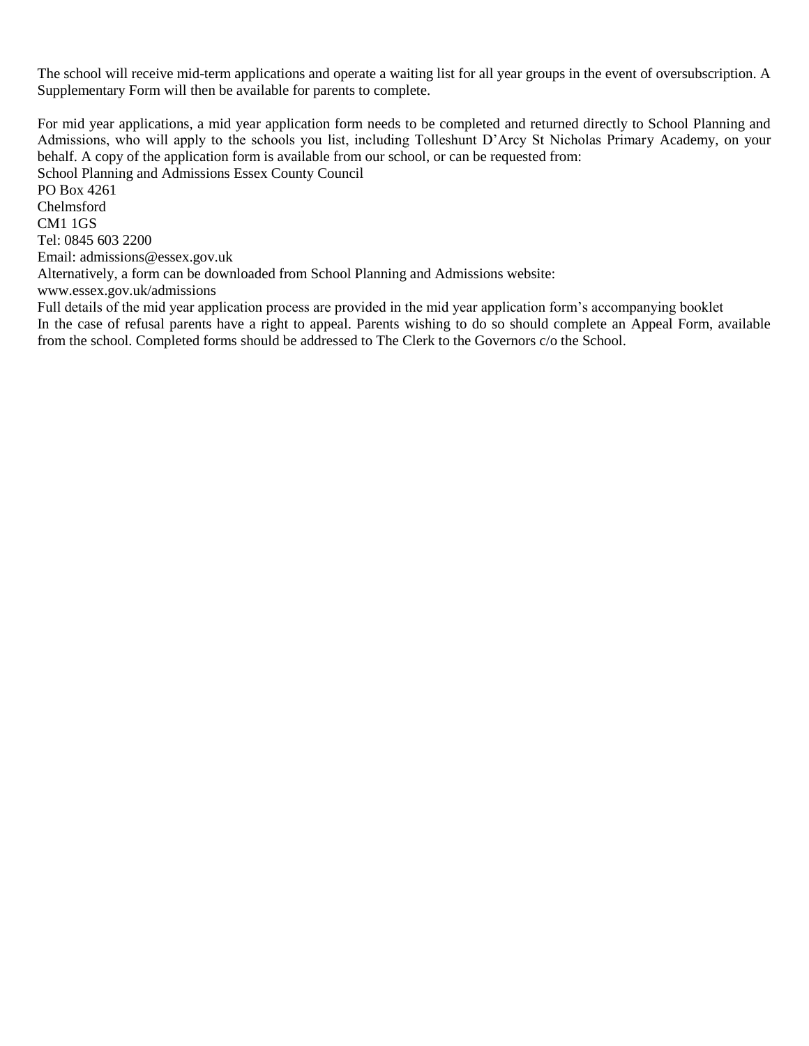The school will receive mid-term applications and operate a waiting list for all year groups in the event of oversubscription. A Supplementary Form will then be available for parents to complete.

For mid year applications, a mid year application form needs to be completed and returned directly to School Planning and Admissions, who will apply to the schools you list, including Tolleshunt D'Arcy St Nicholas Primary Academy, on your behalf. A copy of the application form is available from our school, or can be requested from:
School Planning and Admissions Essex County Council
PO Box 4261
Chelmsford
CM1 1GS
Tel: 0845 603 2200
Email: admissions@essex.gov.uk
Alternatively, a form can be downloaded from School Planning and Admissions website:
www.essex.gov.uk/admissions
Full details of the mid year application process are provided in the mid year application form's accompanying booklet
In the case of refusal parents have a right to appeal. Parents wishing to do so should complete an Appeal Form, available from the school. Completed forms should be addressed to The Clerk to the Governors c/o the School.